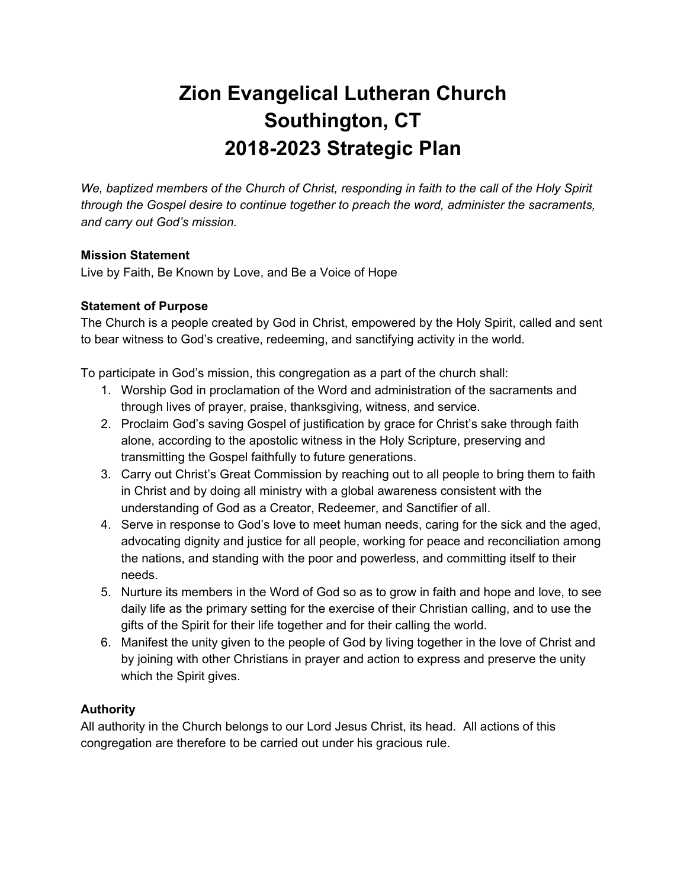# Zion Evangelical Lutheran Church
# Southington, CT
# 2018-2023 Strategic Plan

*We, baptized members of the Church of Christ, responding in faith to the call of the Holy Spirit through the Gospel desire to continue together to preach the word, administer the sacraments, and carry out God's mission.*

**Mission Statement**

Live by Faith, Be Known by Love, and Be a Voice of Hope

**Statement of Purpose**

The Church is a people created by God in Christ, empowered by the Holy Spirit, called and sent to bear witness to God's creative, redeeming, and sanctifying activity in the world.

To participate in God's mission, this congregation as a part of the church shall:

1. Worship God in proclamation of the Word and administration of the sacraments and through lives of prayer, praise, thanksgiving, witness, and service.
2. Proclaim God's saving Gospel of justification by grace for Christ's sake through faith alone, according to the apostolic witness in the Holy Scripture, preserving and transmitting the Gospel faithfully to future generations.
3. Carry out Christ's Great Commission by reaching out to all people to bring them to faith in Christ and by doing all ministry with a global awareness consistent with the understanding of God as a Creator, Redeemer, and Sanctifier of all.
4. Serve in response to God's love to meet human needs, caring for the sick and the aged, advocating dignity and justice for all people, working for peace and reconciliation among the nations, and standing with the poor and powerless, and committing itself to their needs.
5. Nurture its members in the Word of God so as to grow in faith and hope and love, to see daily life as the primary setting for the exercise of their Christian calling, and to use the gifts of the Spirit for their life together and for their calling the world.
6. Manifest the unity given to the people of God by living together in the love of Christ and by joining with other Christians in prayer and action to express and preserve the unity which the Spirit gives.

**Authority**

All authority in the Church belongs to our Lord Jesus Christ, its head. All actions of this congregation are therefore to be carried out under his gracious rule.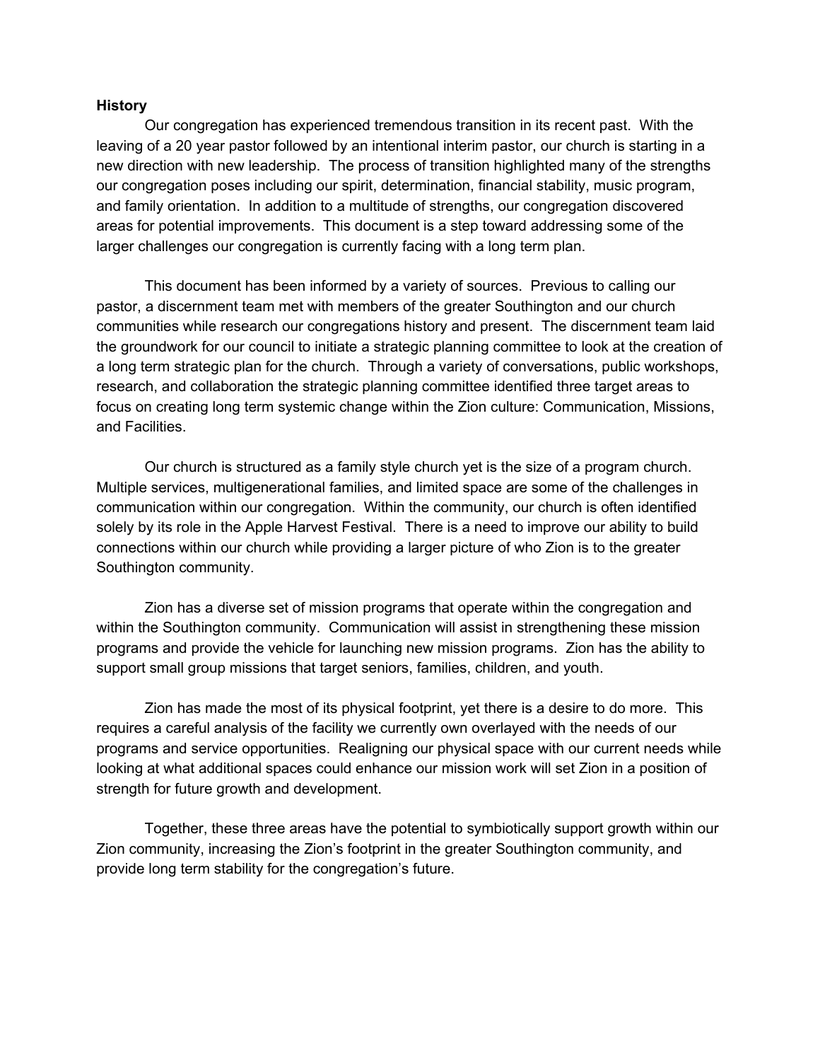**History**

Our congregation has experienced tremendous transition in its recent past. With the leaving of a 20 year pastor followed by an intentional interim pastor, our church is starting in a new direction with new leadership. The process of transition highlighted many of the strengths our congregation poses including our spirit, determination, financial stability, music program, and family orientation. In addition to a multitude of strengths, our congregation discovered areas for potential improvements. This document is a step toward addressing some of the larger challenges our congregation is currently facing with a long term plan.

This document has been informed by a variety of sources. Previous to calling our pastor, a discernment team met with members of the greater Southington and our church communities while research our congregations history and present. The discernment team laid the groundwork for our council to initiate a strategic planning committee to look at the creation of a long term strategic plan for the church. Through a variety of conversations, public workshops, research, and collaboration the strategic planning committee identified three target areas to focus on creating long term systemic change within the Zion culture: Communication, Missions, and Facilities.

Our church is structured as a family style church yet is the size of a program church. Multiple services, multigenerational families, and limited space are some of the challenges in communication within our congregation. Within the community, our church is often identified solely by its role in the Apple Harvest Festival. There is a need to improve our ability to build connections within our church while providing a larger picture of who Zion is to the greater Southington community.

Zion has a diverse set of mission programs that operate within the congregation and within the Southington community. Communication will assist in strengthening these mission programs and provide the vehicle for launching new mission programs. Zion has the ability to support small group missions that target seniors, families, children, and youth.

Zion has made the most of its physical footprint, yet there is a desire to do more. This requires a careful analysis of the facility we currently own overlayed with the needs of our programs and service opportunities. Realigning our physical space with our current needs while looking at what additional spaces could enhance our mission work will set Zion in a position of strength for future growth and development.

Together, these three areas have the potential to symbiotically support growth within our Zion community, increasing the Zion's footprint in the greater Southington community, and provide long term stability for the congregation's future.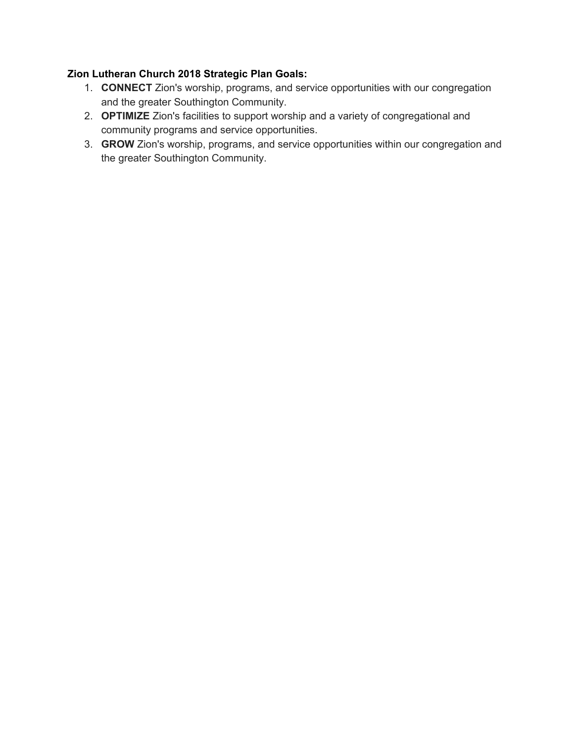**Zion Lutheran Church 2018 Strategic Plan Goals:**

1. **CONNECT** Zion's worship, programs, and service opportunities with our congregation and the greater Southington Community.
2. **OPTIMIZE** Zion's facilities to support worship and a variety of congregational and community programs and service opportunities.
3. **GROW** Zion's worship, programs, and service opportunities within our congregation and the greater Southington Community.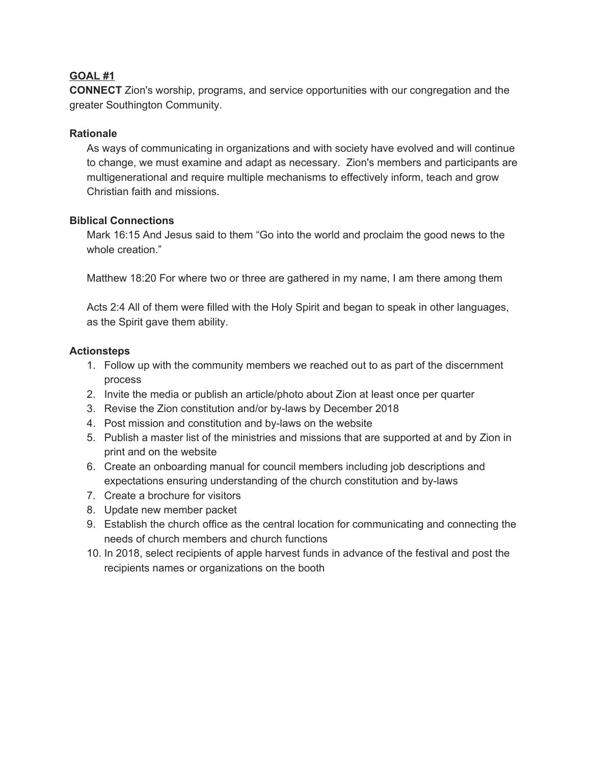**GOAL #1**

**CONNECT** Zion's worship, programs, and service opportunities with our congregation and the greater Southington Community.

**Rationale**

As ways of communicating in organizations and with society have evolved and will continue to change, we must examine and adapt as necessary. Zion's members and participants are multigenerational and require multiple mechanisms to effectively inform, teach and grow Christian faith and missions.

**Biblical Connections**

Mark 16:15 And Jesus said to them "Go into the world and proclaim the good news to the whole creation."

Matthew 18:20 For where two or three are gathered in my name, I am there among them

Acts 2:4 All of them were filled with the Holy Spirit and began to speak in other languages, as the Spirit gave them ability.

**Actionsteps**

1. Follow up with the community members we reached out to as part of the discernment process
2. Invite the media or publish an article/photo about Zion at least once per quarter
3. Revise the Zion constitution and/or by-laws by December 2018
4. Post mission and constitution and by-laws on the website
5. Publish a master list of the ministries and missions that are supported at and by Zion in print and on the website
6. Create an onboarding manual for council members including job descriptions and expectations ensuring understanding of the church constitution and by-laws
7. Create a brochure for visitors
8. Update new member packet
9. Establish the church office as the central location for communicating and connecting the needs of church members and church functions
10. In 2018, select recipients of apple harvest funds in advance of the festival and post the recipients names or organizations on the booth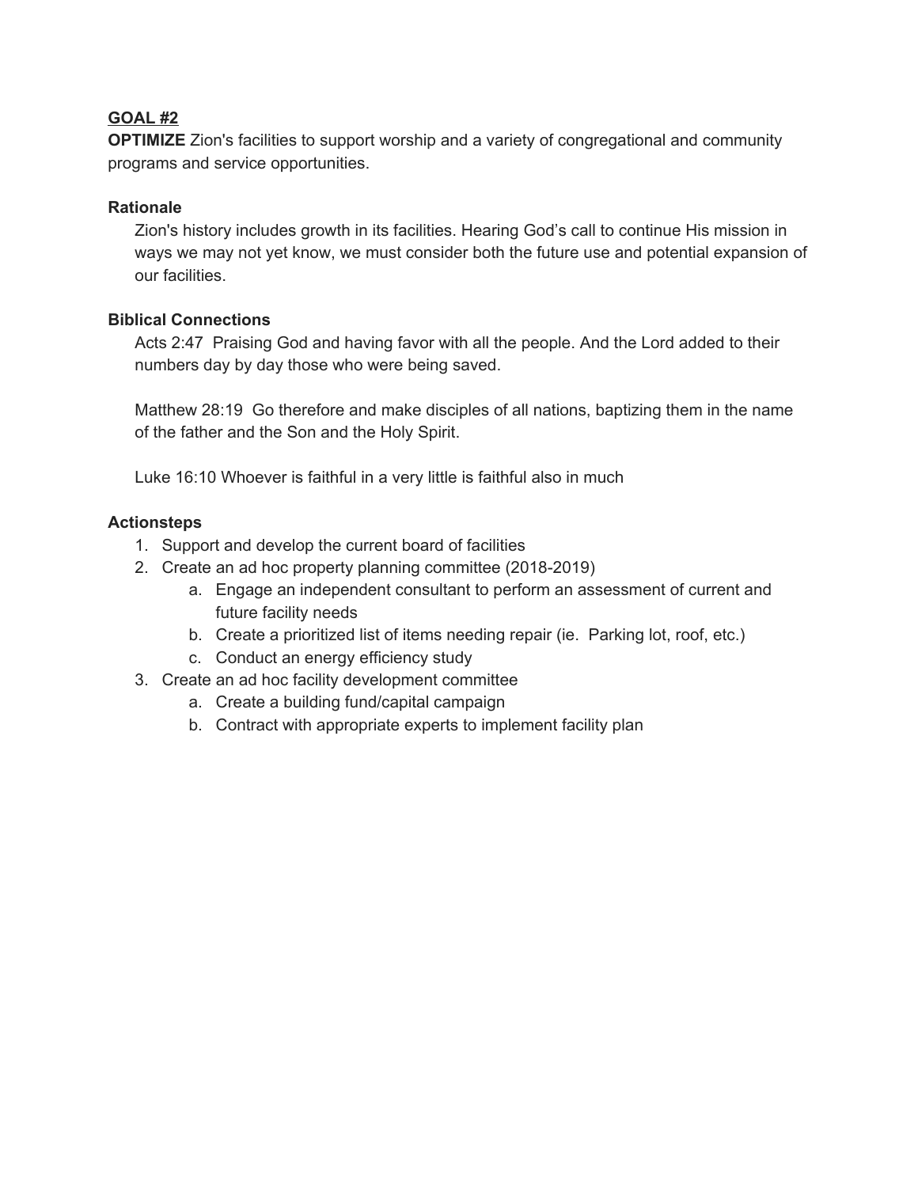**GOAL #2**

**OPTIMIZE** Zion's facilities to support worship and a variety of congregational and community programs and service opportunities.

**Rationale**

Zion's history includes growth in its facilities. Hearing God's call to continue His mission in ways we may not yet know, we must consider both the future use and potential expansion of our facilities.

**Biblical Connections**

Acts 2:47 Praising God and having favor with all the people. And the Lord added to their numbers day by day those who were being saved.

Matthew 28:19 Go therefore and make disciples of all nations, baptizing them in the name of the father and the Son and the Holy Spirit.

Luke 16:10 Whoever is faithful in a very little is faithful also in much

**Actionsteps**

1. Support and develop the current board of facilities
2. Create an ad hoc property planning committee (2018-2019)
    a. Engage an independent consultant to perform an assessment of current and future facility needs
    b. Create a prioritized list of items needing repair (ie. Parking lot, roof, etc.)
    c. Conduct an energy efficiency study
3. Create an ad hoc facility development committee
    a. Create a building fund/capital campaign
    b. Contract with appropriate experts to implement facility plan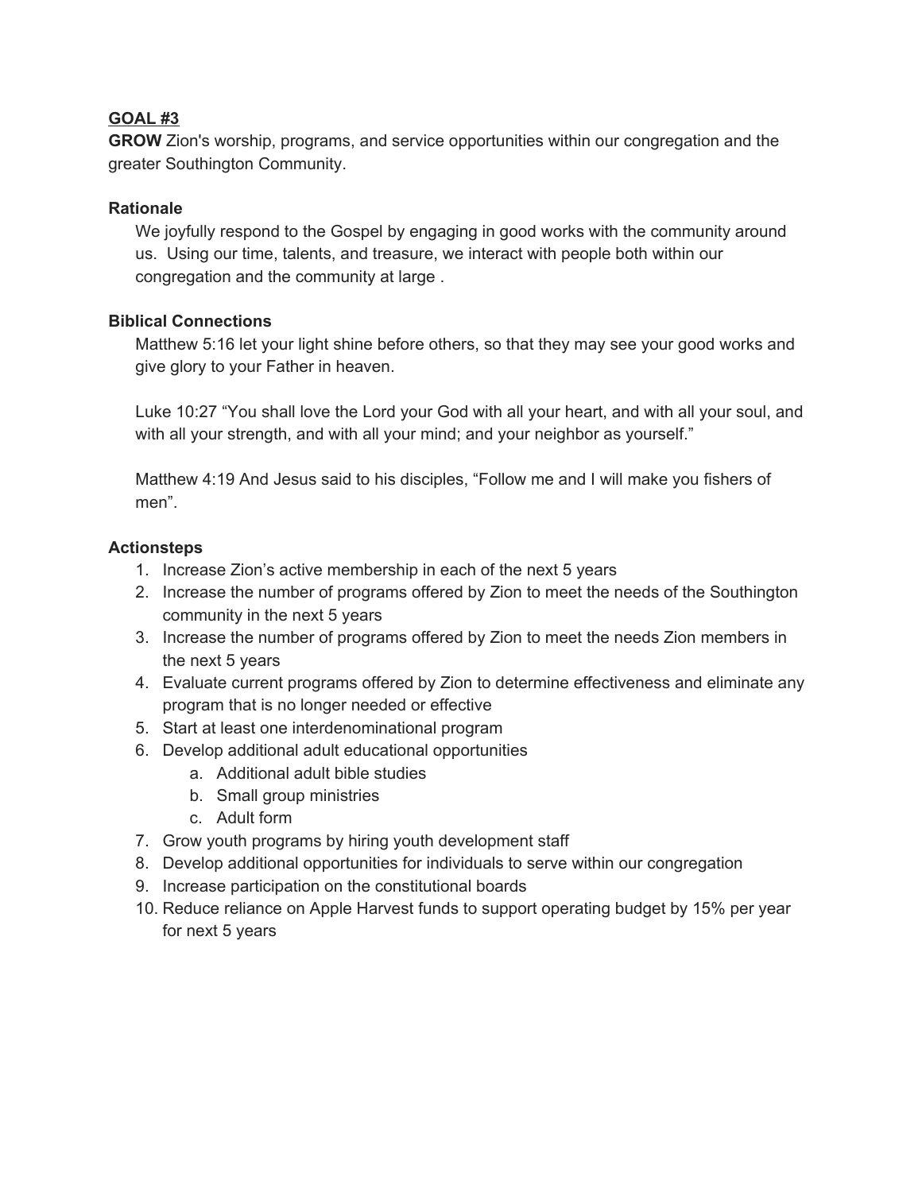**GOAL #3**

**GROW** Zion's worship, programs, and service opportunities within our congregation and the greater Southington Community.

**Rationale**

We joyfully respond to the Gospel by engaging in good works with the community around us. Using our time, talents, and treasure, we interact with people both within our congregation and the community at large .

**Biblical Connections**

Matthew 5:16 let your light shine before others, so that they may see your good works and give glory to your Father in heaven.

Luke 10:27 "You shall love the Lord your God with all your heart, and with all your soul, and with all your strength, and with all your mind; and your neighbor as yourself."

Matthew 4:19 And Jesus said to his disciples, "Follow me and I will make you fishers of men".

**Actionsteps**

1. Increase Zion's active membership in each of the next 5 years
2. Increase the number of programs offered by Zion to meet the needs of the Southington community in the next 5 years
3. Increase the number of programs offered by Zion to meet the needs Zion members in the next 5 years
4. Evaluate current programs offered by Zion to determine effectiveness and eliminate any program that is no longer needed or effective
5. Start at least one interdenominational program
6. Develop additional adult educational opportunities
    a. Additional adult bible studies
    b. Small group ministries
    c. Adult form
7. Grow youth programs by hiring youth development staff
8. Develop additional opportunities for individuals to serve within our congregation
9. Increase participation on the constitutional boards
10. Reduce reliance on Apple Harvest funds to support operating budget by 15% per year for next 5 years